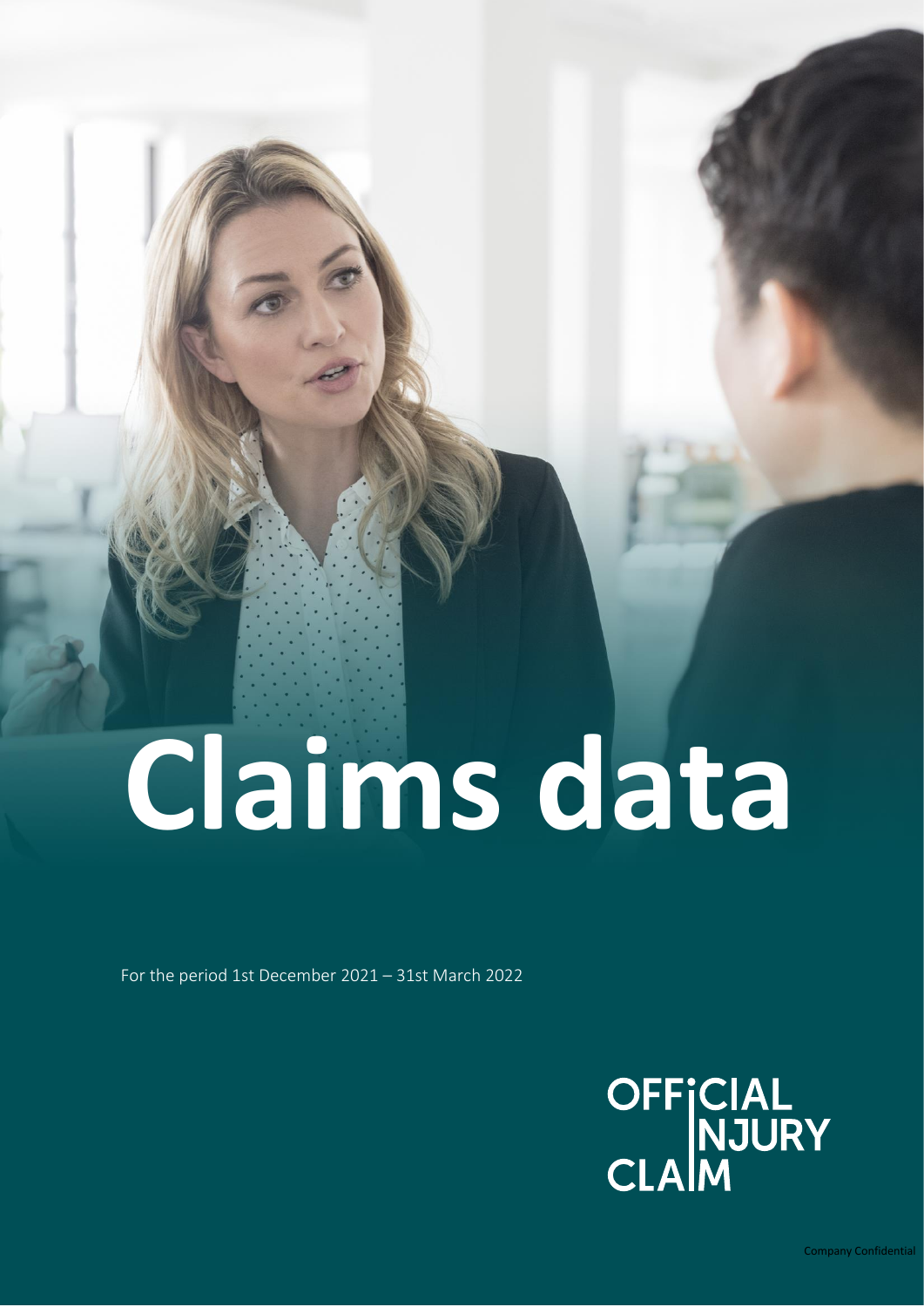# Claims data

For the period 1st December 2021 – 31st March 2022

OFFICIAL INJURY CLAIM

Company Confidential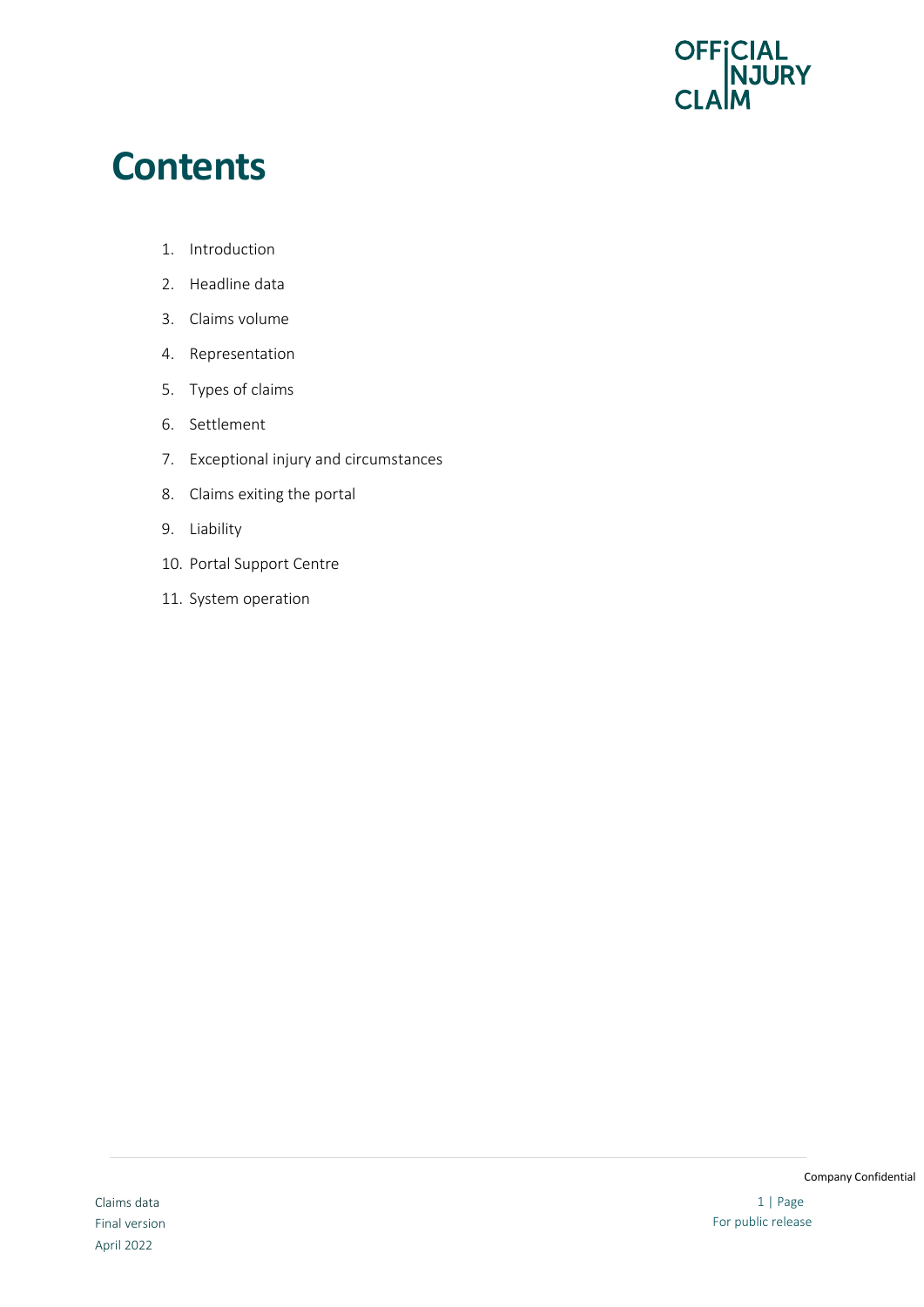# Contents

1. Introduction
2. Headline data
3. Claims volume
4. Representation
5. Types of claims
6. Settlement
7. Exceptional injury and circumstances
8. Claims exiting the portal
9. Liability
10. Portal Support Centre
11. System operation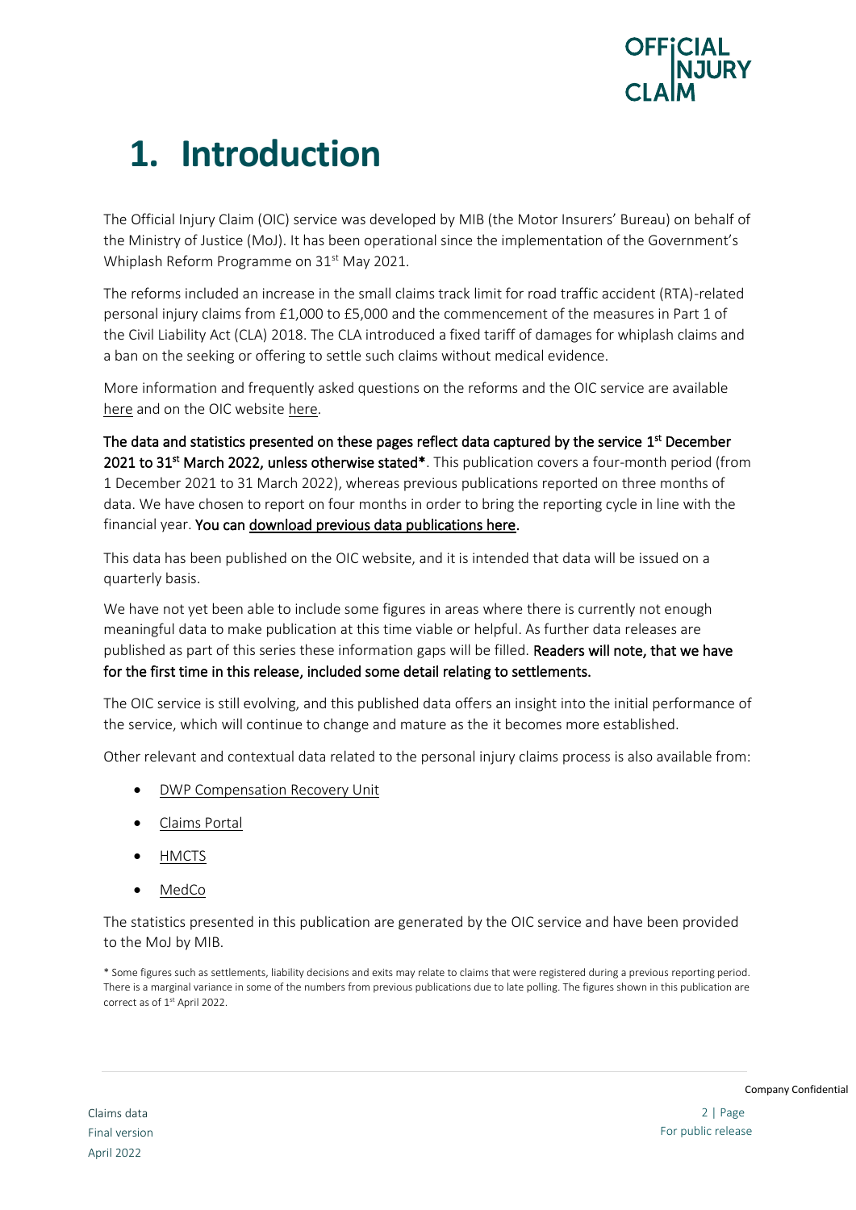# 1. Introduction

The Official Injury Claim (OIC) service was developed by MIB (the Motor Insurers' Bureau) on behalf of the Ministry of Justice (MoJ). It has been operational since the implementation of the Government's Whiplash Reform Programme on 31st May 2021.

The reforms included an increase in the small claims track limit for road traffic accident (RTA)-related personal injury claims from £1,000 to £5,000 and the commencement of the measures in Part 1 of the Civil Liability Act (CLA) 2018. The CLA introduced a fixed tariff of damages for whiplash claims and a ban on the seeking or offering to settle such claims without medical evidence.

More information and frequently asked questions on the reforms and the OIC service are available here and on the OIC website here.

**The data and statistics presented on these pages reflect data captured by the service 1st December 2021 to 31st March 2022, unless otherwise stated*.** This publication covers a four-month period (from 1 December 2021 to 31 March 2022), whereas previous publications reported on three months of data. We have chosen to report on four months in order to bring the reporting cycle in line with the financial year. **You can download previous data publications here.**

This data has been published on the OIC website, and it is intended that data will be issued on a quarterly basis.

We have not yet been able to include some figures in areas where there is currently not enough meaningful data to make publication at this time viable or helpful. As further data releases are published as part of this series these information gaps will be filled. **Readers will note, that we have for the first time in this release, included some detail relating to settlements.**

The OIC service is still evolving, and this published data offers an insight into the initial performance of the service, which will continue to change and mature as the it becomes more established.

Other relevant and contextual data related to the personal injury claims process is also available from:

- DWP Compensation Recovery Unit
- Claims Portal
- HMCTS
- MedCo

The statistics presented in this publication are generated by the OIC service and have been provided to the MoJ by MIB.

\* Some figures such as settlements, liability decisions and exits may relate to claims that were registered during a previous reporting period. There is a marginal variance in some of the numbers from previous publications due to late polling. The figures shown in this publication are correct as of 1st April 2022.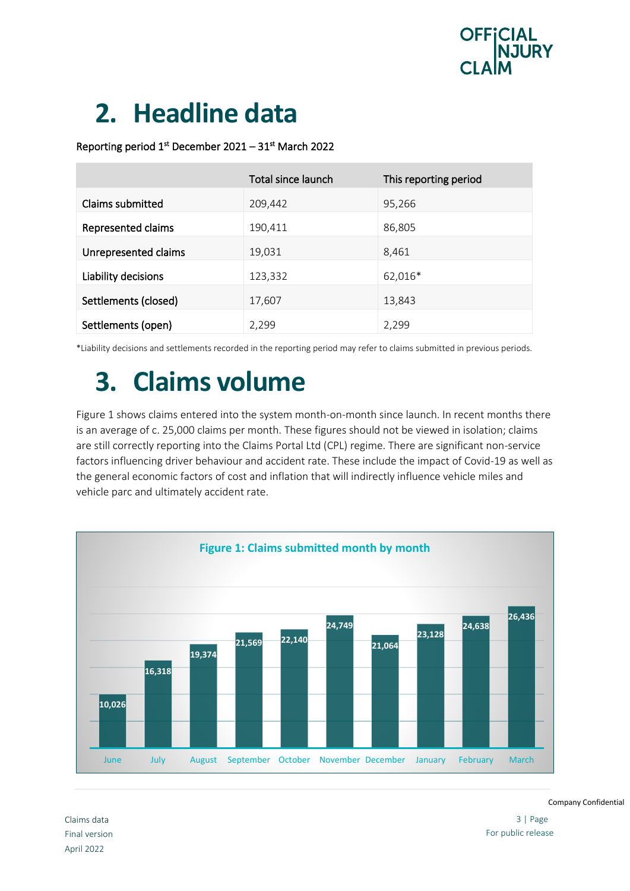# 2. Headline data

Reporting period 1st December 2021 – 31st March 2022

| | Total since launch | This reporting period |
|---|---|---|
| Claims submitted | 209,442 | 95,266 |
| Represented claims | 190,411 | 86,805 |
| Unrepresented claims | 19,031 | 8,461 |
| Liability decisions | 123,332 | 62,016* |
| Settlements (closed) | 17,607 | 13,843 |
| Settlements (open) | 2,299 | 2,299 |

*Liability decisions and settlements recorded in the reporting period may refer to claims submitted in previous periods.

# 3. Claims volume

Figure 1 shows claims entered into the system month-on-month since launch. In recent months there is an average of c. 25,000 claims per month. These figures should not be viewed in isolation; claims are still correctly reporting into the Claims Portal Ltd (CPL) regime. There are significant non-service factors influencing driver behaviour and accident rate. These include the impact of Covid-19 as well as the general economic factors of cost and inflation that will indirectly influence vehicle miles and vehicle parc and ultimately accident rate.

**Figure 1: Claims submitted month by month**

| Month | Claims submitted |
|---|---|
| June | 10,026 |
| July | 16,318 |
| August | 19,374 |
| September | 21,569 |
| October | 22,140 |
| November | 24,749 |
| December | 21,064 |
| January | 23,128 |
| February | 24,638 |
| March | 26,436 |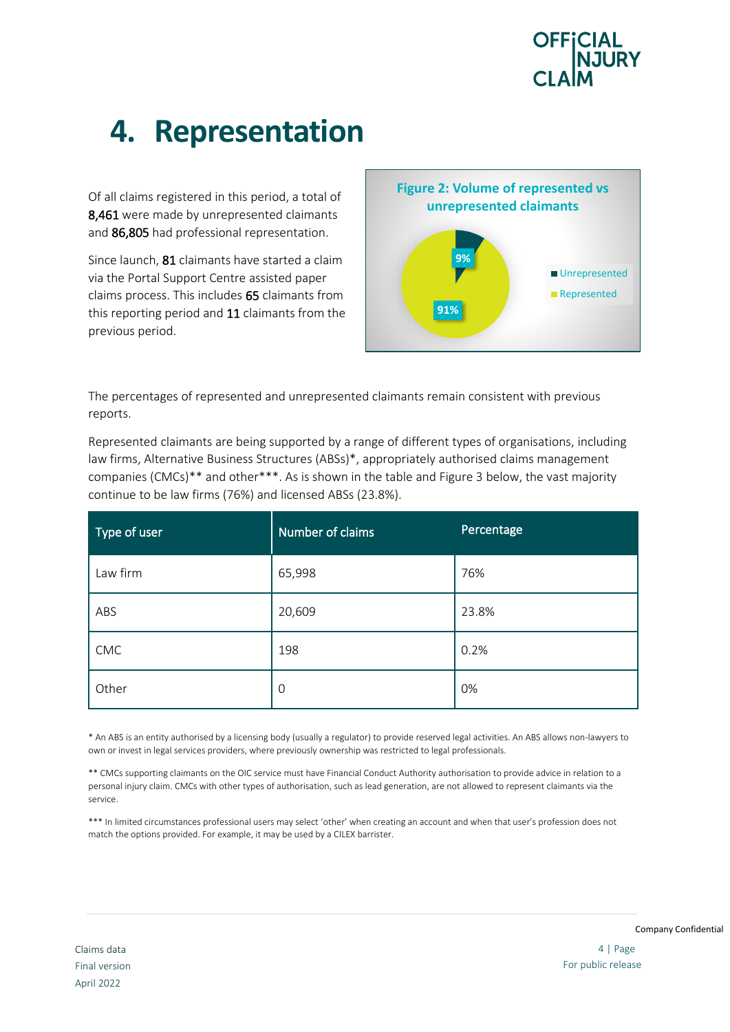# 4. Representation

Of all claims registered in this period, a total of **8,461** were made by unrepresented claimants and **86,805** had professional representation.

Since launch, **81** claimants have started a claim via the Portal Support Centre assisted paper claims process. This includes **65** claimants from this reporting period and **11** claimants from the previous period.

**Figure 2: Volume of represented vs unrepresented claimants**

- Unrepresented: 9%
- Represented: 91%

The percentages of represented and unrepresented claimants remain consistent with previous reports.

Represented claimants are being supported by a range of different types of organisations, including law firms, Alternative Business Structures (ABSs)*, appropriately authorised claims management companies (CMCs)** and other***. As is shown in the table and Figure 3 below, the vast majority continue to be law firms (76%) and licensed ABSs (23.8%).

| Type of user | Number of claims | Percentage |
|---|---|---|
| Law firm | 65,998 | 76% |
| ABS | 20,609 | 23.8% |
| CMC | 198 | 0.2% |
| Other | 0 | 0% |

* An ABS is an entity authorised by a licensing body (usually a regulator) to provide reserved legal activities. An ABS allows non-lawyers to own or invest in legal services providers, where previously ownership was restricted to legal professionals.

** CMCs supporting claimants on the OIC service must have Financial Conduct Authority authorisation to provide advice in relation to a personal injury claim. CMCs with other types of authorisation, such as lead generation, are not allowed to represent claimants via the service.

*** In limited circumstances professional users may select 'other' when creating an account and when that user's profession does not match the options provided. For example, it may be used by a CILEX barrister.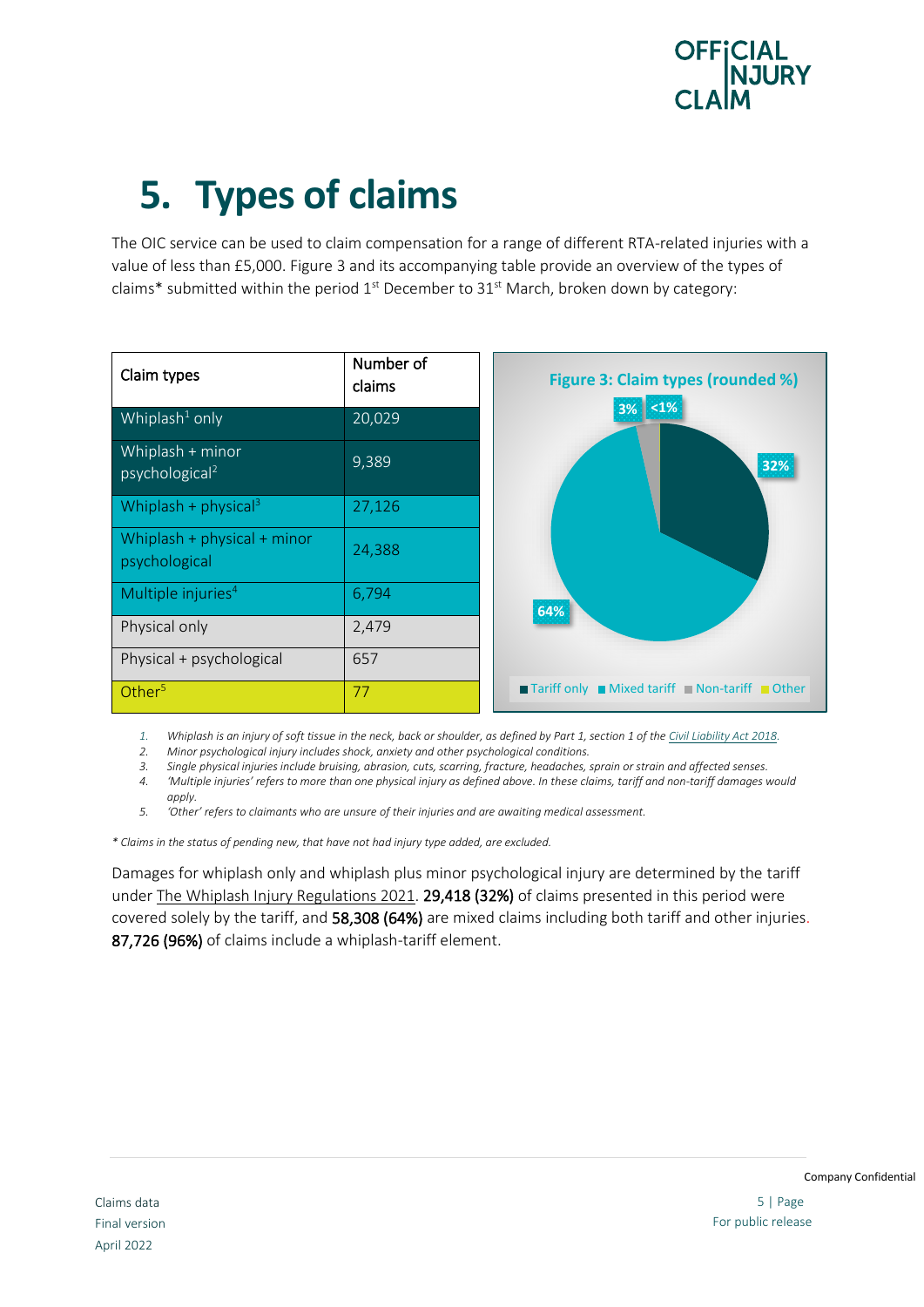# 5. Types of claims

The OIC service can be used to claim compensation for a range of different RTA-related injuries with a value of less than £5,000. Figure 3 and its accompanying table provide an overview of the types of claims* submitted within the period 1st December to 31st March, broken down by category:

| Claim types | Number of claims |
|---|---|
| Whiplash[1] only | 20,029 |
| Whiplash + minor psychological[2] | 9,389 |
| Whiplash + physical[3] | 27,126 |
| Whiplash + physical + minor psychological | 24,388 |
| Multiple injuries[4] | 6,794 |
| Physical only | 2,479 |
| Physical + psychological | 657 |
| Other[5] | 77 |

**Figure 3: Claim types (rounded %)**

Tariff only: 32%; Mixed tariff: 64%; Non-tariff: 3%; Other: <1%

1. *Whiplash is an injury of soft tissue in the neck, back or shoulder, as defined by Part 1, section 1 of the Civil Liability Act 2018.*
2. *Minor psychological injury includes shock, anxiety and other psychological conditions.*
3. *Single physical injuries include bruising, abrasion, cuts, scarring, fracture, headaches, sprain or strain and affected senses.*
4. *'Multiple injuries' refers to more than one physical injury as defined above. In these claims, tariff and non-tariff damages would apply.*
5. *'Other' refers to claimants who are unsure of their injuries and are awaiting medical assessment.*

*\* Claims in the status of pending new, that have not had injury type added, are excluded.*

Damages for whiplash only and whiplash plus minor psychological injury are determined by the tariff under The Whiplash Injury Regulations 2021. **29,418 (32%)** of claims presented in this period were covered solely by the tariff, and **58,308 (64%)** are mixed claims including both tariff and other injuries. **87,726 (96%)** of claims include a whiplash-tariff element.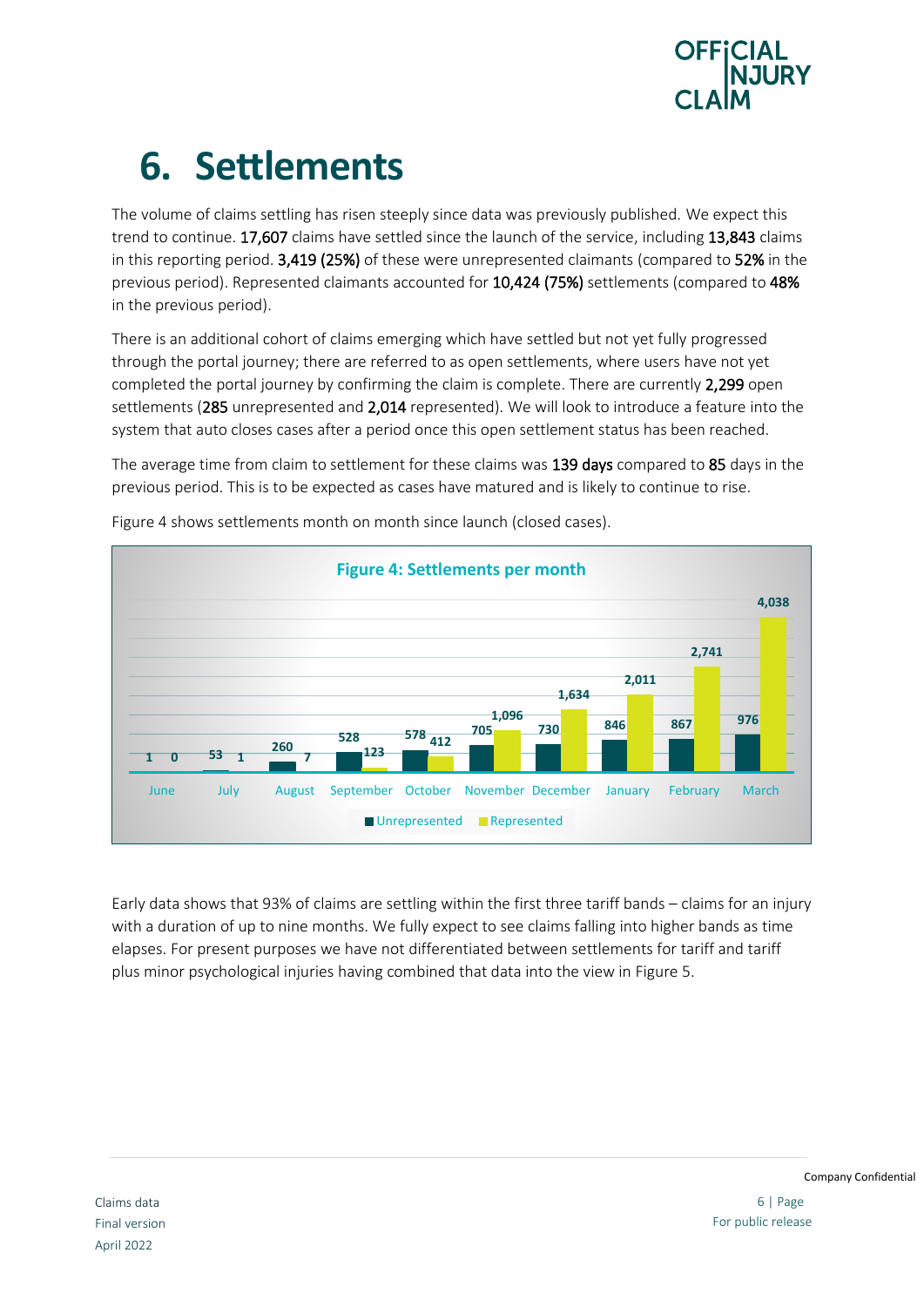# 6. Settlements

The volume of claims settling has risen steeply since data was previously published. We expect this trend to continue. **17,607** claims have settled since the launch of the service, including **13,843** claims in this reporting period. **3,419 (25%)** of these were unrepresented claimants (compared to **52%** in the previous period). Represented claimants accounted for **10,424 (75%)** settlements (compared to **48%** in the previous period).

There is an additional cohort of claims emerging which have settled but not yet fully progressed through the portal journey; there are referred to as open settlements, where users have not yet completed the portal journey by confirming the claim is complete. There are currently **2,299** open settlements (**285** unrepresented and **2,014** represented). We will look to introduce a feature into the system that auto closes cases after a period once this open settlement status has been reached.

The average time from claim to settlement for these claims was **139 days** compared to **85** days in the previous period. This is to be expected as cases have matured and is likely to continue to rise.

Figure 4 shows settlements month on month since launch (closed cases).

**Figure 4: Settlements per month**

| Month | Unrepresented | Represented |
|---|---|---|
| June | 1 | 0 |
| July | 53 | 1 |
| August | 260 | 7 |
| September | 528 | 123 |
| October | 578 | 412 |
| November | 705 | 1,096 |
| December | 730 | 1,634 |
| January | 846 | 2,011 |
| February | 867 | 2,741 |
| March | 976 | 4,038 |

Early data shows that 93% of claims are settling within the first three tariff bands – claims for an injury with a duration of up to nine months. We fully expect to see claims falling into higher bands as time elapses. For present purposes we have not differentiated between settlements for tariff and tariff plus minor psychological injuries having combined that data into the view in Figure 5.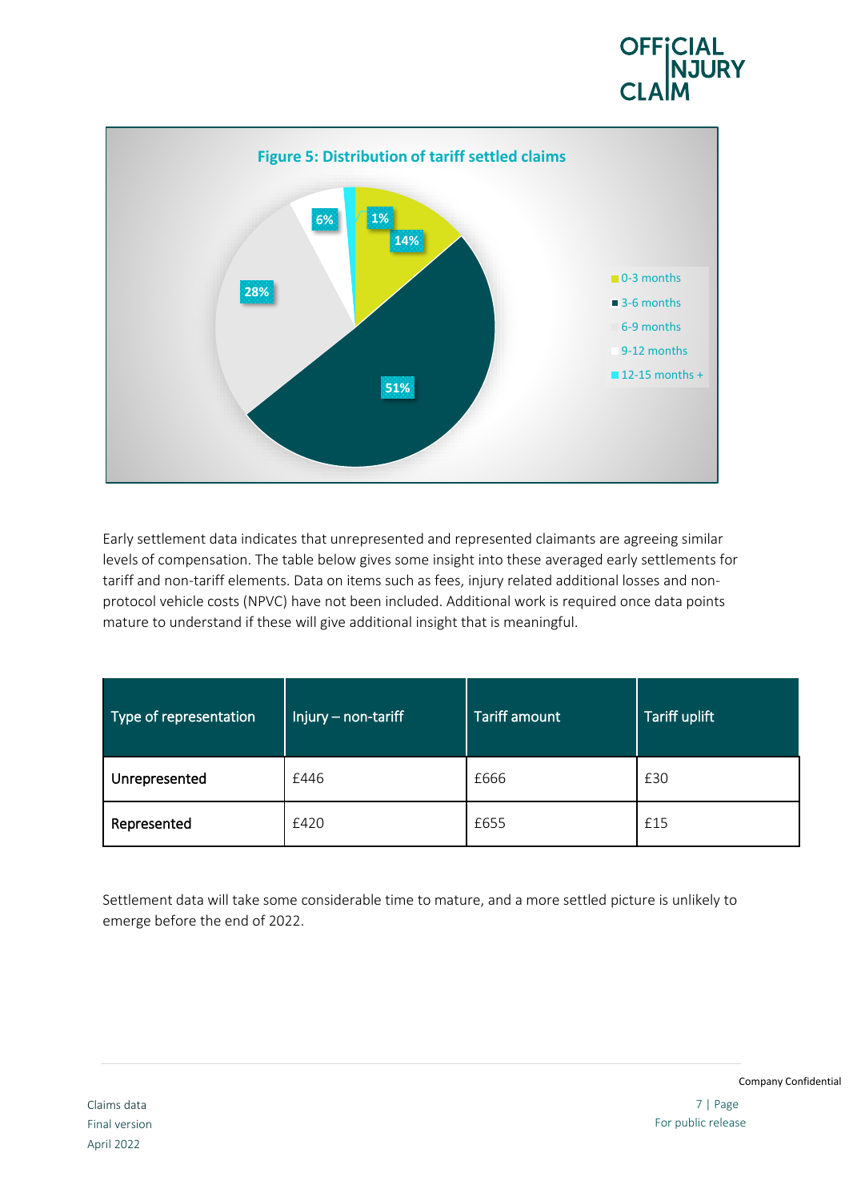Figure 5: Distribution of tariff settled claims

| Period | Share |
| --- | --- |
| 0-3 months | 14% |
| 3-6 months | 51% |
| 6-9 months | 28% |
| 9-12 months | 6% |
| 12-15 months + | 1% |

Early settlement data indicates that unrepresented and represented claimants are agreeing similar levels of compensation. The table below gives some insight into these averaged early settlements for tariff and non-tariff elements. Data on items such as fees, injury related additional losses and non-protocol vehicle costs (NPVC) have not been included. Additional work is required once data points mature to understand if these will give additional insight that is meaningful.

| Type of representation | Injury – non-tariff | Tariff amount | Tariff uplift |
| --- | --- | --- | --- |
| Unrepresented | £446 | £666 | £30 |
| Represented | £420 | £655 | £15 |

Settlement data will take some considerable time to mature, and a more settled picture is unlikely to emerge before the end of 2022.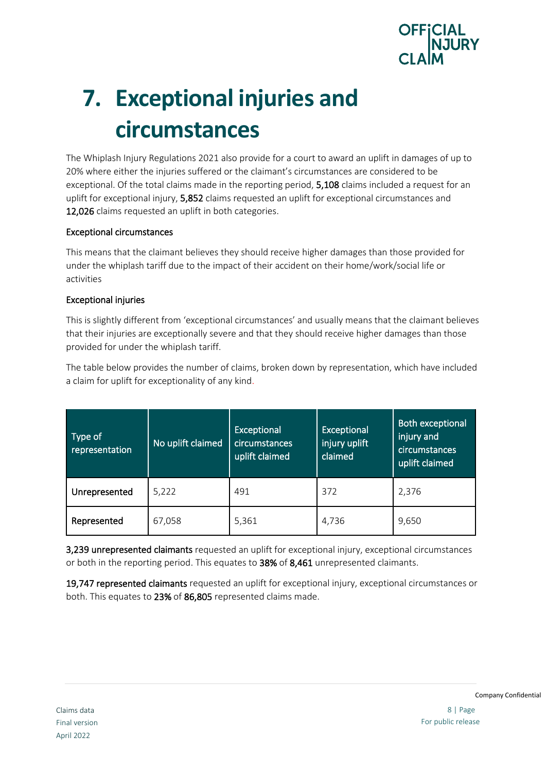# 7. Exceptional injuries and circumstances

The Whiplash Injury Regulations 2021 also provide for a court to award an uplift in damages of up to 20% where either the injuries suffered or the claimant's circumstances are considered to be exceptional. Of the total claims made in the reporting period, **5,108** claims included a request for an uplift for exceptional injury, **5,852** claims requested an uplift for exceptional circumstances and **12,026** claims requested an uplift in both categories.

### Exceptional circumstances

This means that the claimant believes they should receive higher damages than those provided for under the whiplash tariff due to the impact of their accident on their home/work/social life or activities

### Exceptional injuries

This is slightly different from 'exceptional circumstances' and usually means that the claimant believes that their injuries are exceptionally severe and that they should receive higher damages than those provided for under the whiplash tariff.

The table below provides the number of claims, broken down by representation, which have included a claim for uplift for exceptionality of any kind.

| Type of representation | No uplift claimed | Exceptional circumstances uplift claimed | Exceptional injury uplift claimed | Both exceptional injury and circumstances uplift claimed |
|---|---|---|---|---|
| **Unrepresented** | 5,222 | 491 | 372 | 2,376 |
| **Represented** | 67,058 | 5,361 | 4,736 | 9,650 |

**3,239 unrepresented claimants** requested an uplift for exceptional injury, exceptional circumstances or both in the reporting period. This equates to **38%** of **8,461** unrepresented claimants.

**19,747 represented claimants** requested an uplift for exceptional injury, exceptional circumstances or both. This equates to **23%** of **86,805** represented claims made.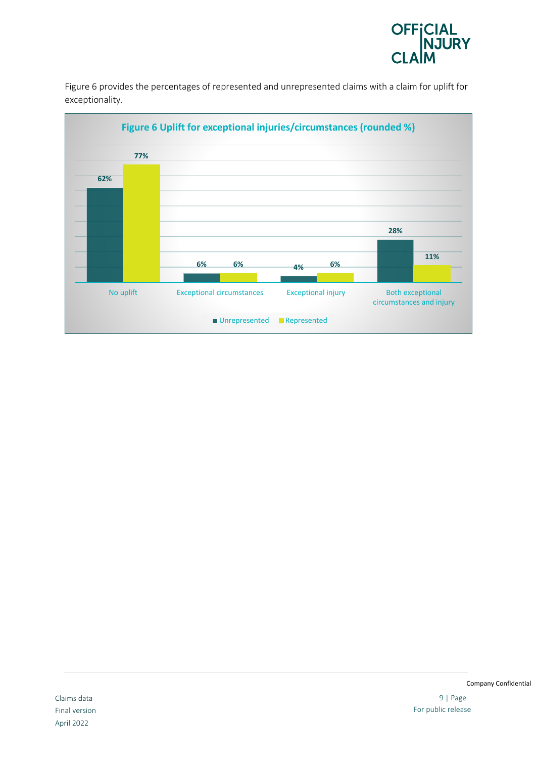Figure 6 provides the percentages of represented and unrepresented claims with a claim for uplift for exceptionality.

**Figure 6 Uplift for exceptional injuries/circumstances (rounded %)**

| | Unrepresented | Represented |
|---|---|---|
| No uplift | 62% | 77% |
| Exceptional circumstances | 6% | 6% |
| Exceptional injury | 4% | 6% |
| Both exceptional circumstances and injury | 28% | 11% |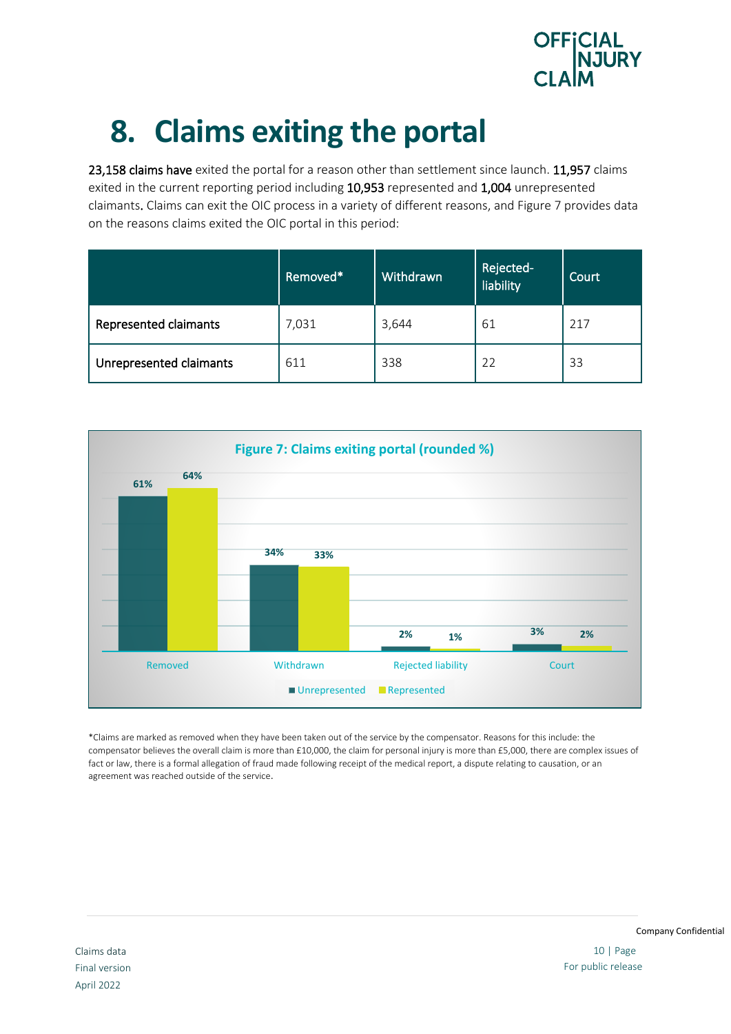# 8. Claims exiting the portal

**23,158 claims have** exited the portal for a reason other than settlement since launch. **11,957** claims exited in the current reporting period including **10,953** represented and **1,004** unrepresented claimants. Claims can exit the OIC process in a variety of different reasons, and Figure 7 provides data on the reasons claims exited the OIC portal in this period:

| | Removed* | Withdrawn | Rejected-liability | Court |
|---|---|---|---|---|
| Represented claimants | 7,031 | 3,644 | 61 | 217 |
| Unrepresented claimants | 611 | 338 | 22 | 33 |

**Figure 7: Claims exiting portal (rounded %)**

| | Unrepresented | Represented |
|---|---|---|
| Removed | 61% | 64% |
| Withdrawn | 34% | 33% |
| Rejected liability | 2% | 1% |
| Court | 3% | 2% |

*Claims are marked as removed when they have been taken out of the service by the compensator. Reasons for this include: the compensator believes the overall claim is more than £10,000, the claim for personal injury is more than £5,000, there are complex issues of fact or law, there is a formal allegation of fraud made following receipt of the medical report, a dispute relating to causation, or an agreement was reached outside of the service.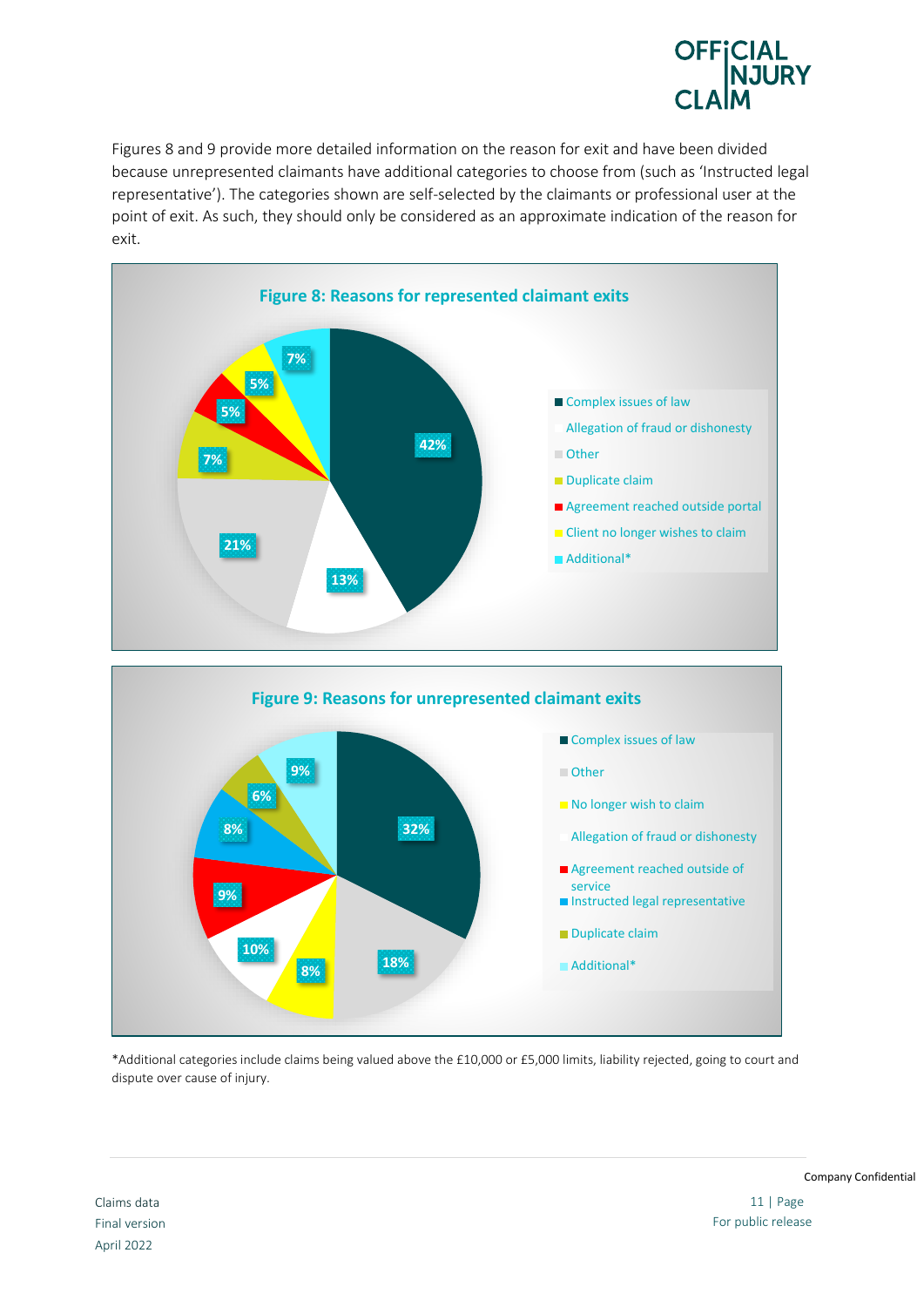Figures 8 and 9 provide more detailed information on the reason for exit and have been divided because unrepresented claimants have additional categories to choose from (such as 'Instructed legal representative'). The categories shown are self-selected by the claimants or professional user at the point of exit. As such, they should only be considered as an approximate indication of the reason for exit.

**Figure 8: Reasons for represented claimant exits**

| Reason | Percentage |
| --- | --- |
| Complex issues of law | 42% |
| Allegation of fraud or dishonesty | 13% |
| Other | 21% |
| Duplicate claim | 7% |
| Agreement reached outside portal | 5% |
| Client no longer wishes to claim | 5% |
| Additional* | 7% |

**Figure 9: Reasons for unrepresented claimant exits**

| Reason | Percentage |
| --- | --- |
| Complex issues of law | 32% |
| Other | 18% |
| No longer wish to claim | 8% |
| Allegation of fraud or dishonesty | 10% |
| Agreement reached outside of service | 9% |
| Instructed legal representative | 8% |
| Duplicate claim | 6% |
| Additional* | 9% |

*Additional categories include claims being valued above the £10,000 or £5,000 limits, liability rejected, going to court and dispute over cause of injury.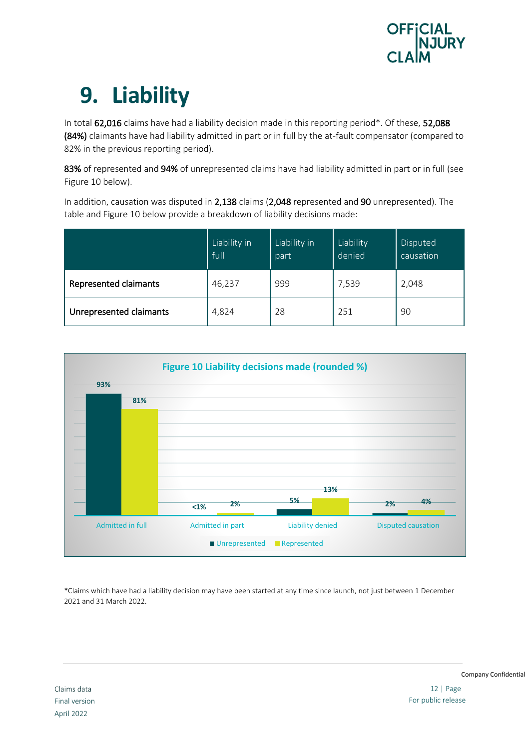# 9. Liability

In total **62,016** claims have had a liability decision made in this reporting period*. Of these, **52,088 (84%)** claimants have had liability admitted in part or in full by the at-fault compensator (compared to 82% in the previous reporting period).

**83%** of represented and **94%** of unrepresented claims have had liability admitted in part or in full (see Figure 10 below).

In addition, causation was disputed in **2,138** claims (**2,048** represented and **90** unrepresented). The table and Figure 10 below provide a breakdown of liability decisions made:

| | Liability in full | Liability in part | Liability denied | Disputed causation |
|---|---|---|---|---|
| **Represented claimants** | 46,237 | 999 | 7,539 | 2,048 |
| **Unrepresented claimants** | 4,824 | 28 | 251 | 90 |

**Figure 10 Liability decisions made (rounded %)**

| | Unrepresented | Represented |
|---|---|---|
| Admitted in full | 93% | 81% |
| Admitted in part | <1% | 2% |
| Liability denied | 5% | 13% |
| Disputed causation | 2% | 4% |

*Claims which have had a liability decision may have been started at any time since launch, not just between 1 December 2021 and 31 March 2022.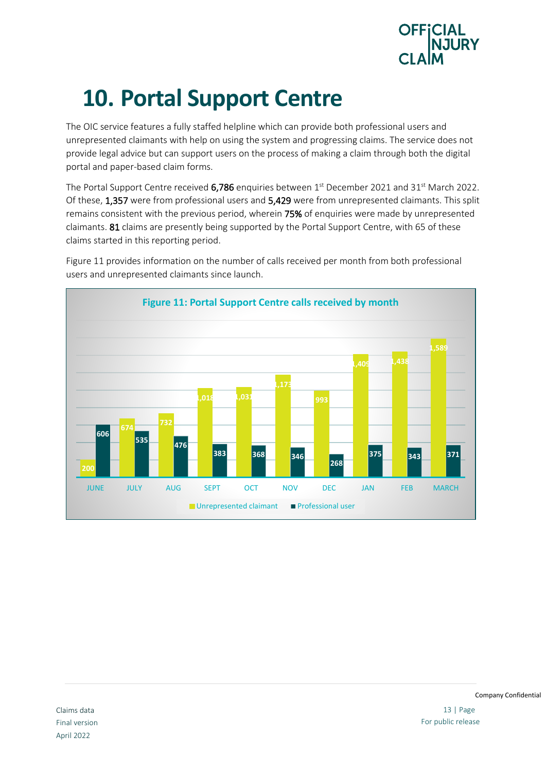# 10. Portal Support Centre

The OIC service features a fully staffed helpline which can provide both professional users and unrepresented claimants with help on using the system and progressing claims. The service does not provide legal advice but can support users on the process of making a claim through both the digital portal and paper-based claim forms.

The Portal Support Centre received **6,786** enquiries between 1st December 2021 and 31st March 2022. Of these, **1,357** were from professional users and **5,429** were from unrepresented claimants. This split remains consistent with the previous period, wherein **75%** of enquiries were made by unrepresented claimants. **81** claims are presently being supported by the Portal Support Centre, with 65 of these claims started in this reporting period.

Figure 11 provides information on the number of calls received per month from both professional users and unrepresented claimants since launch.

**Figure 11: Portal Support Centre calls received by month**

| Month | Unrepresented claimant | Professional user |
|---|---|---|
| JUNE | 200 | 606 |
| JULY | 674 | 535 |
| AUG | 732 | 476 |
| SEPT | 1,018 | 383 |
| OCT | 1,031 | 368 |
| NOV | 1,173 | 346 |
| DEC | 993 | 268 |
| JAN | 1,409 | 375 |
| FEB | 1,438 | 343 |
| MARCH | 1,589 | 371 |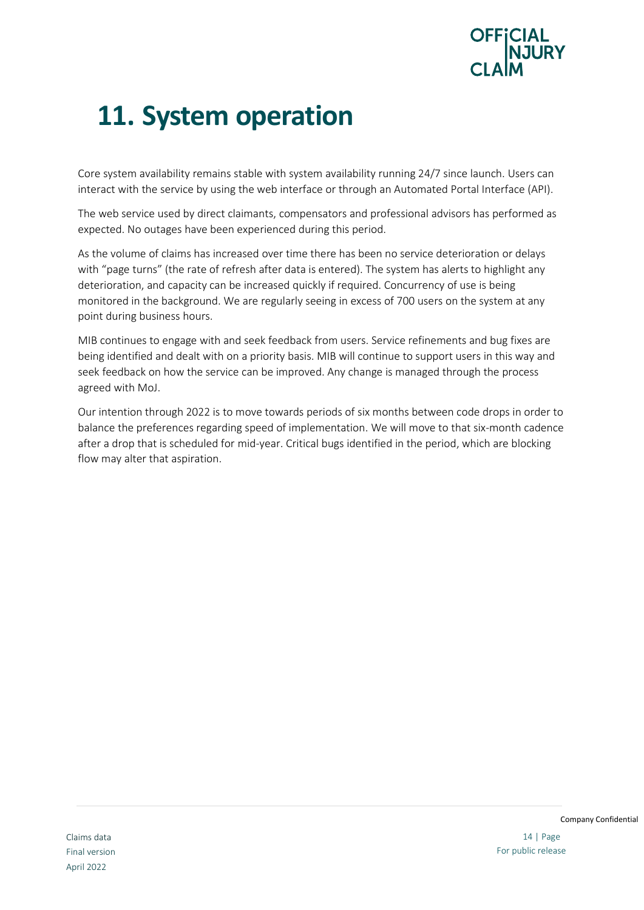# 11. System operation

Core system availability remains stable with system availability running 24/7 since launch. Users can interact with the service by using the web interface or through an Automated Portal Interface (API).

The web service used by direct claimants, compensators and professional advisors has performed as expected. No outages have been experienced during this period.

As the volume of claims has increased over time there has been no service deterioration or delays with "page turns" (the rate of refresh after data is entered). The system has alerts to highlight any deterioration, and capacity can be increased quickly if required. Concurrency of use is being monitored in the background. We are regularly seeing in excess of 700 users on the system at any point during business hours.

MIB continues to engage with and seek feedback from users. Service refinements and bug fixes are being identified and dealt with on a priority basis. MIB will continue to support users in this way and seek feedback on how the service can be improved. Any change is managed through the process agreed with MoJ.

Our intention through 2022 is to move towards periods of six months between code drops in order to balance the preferences regarding speed of implementation. We will move to that six-month cadence after a drop that is scheduled for mid-year. Critical bugs identified in the period, which are blocking flow may alter that aspiration.